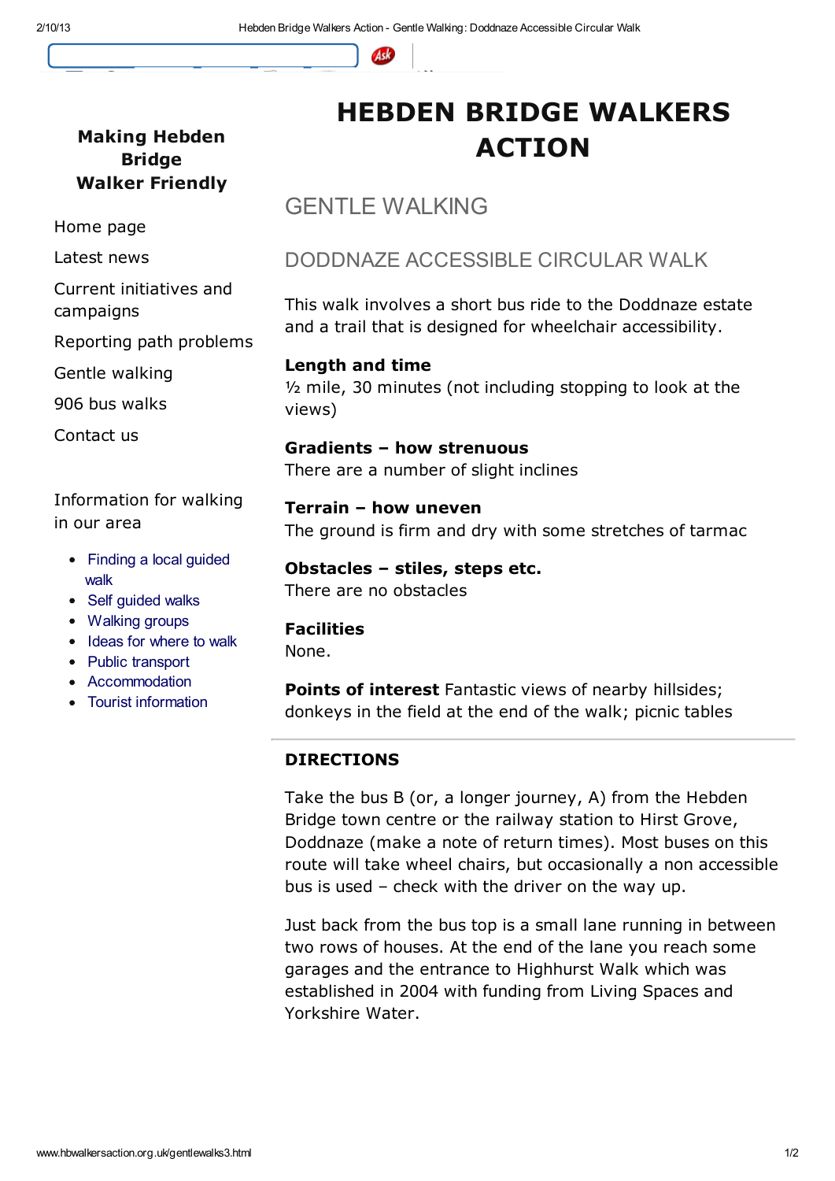**Making Hebden Bridge Walker Friendly**

Home page

Latest news

Current initiatives and campaigns

Reporting path problems

Gentle walking

906 bus walks

Contact us

Information for walking in our area

- Finding a local guided walk
- Self guided walks
- Walking groups
- Ideas for where to walk
- Public transport
- Accommodation
- Tourist information

# HEBDEN BRIDGE WALKERS ACTION

## GENTLE WALKING

## DODDNAZE ACCESSIBLE CIRCULAR WALK

This walk involves a short bus ride to the Doddnaze estate and a trail that is designed for wheelchair accessibility.

**Length and time**
½ mile, 30 minutes (not including stopping to look at the views)

**Gradients – how strenuous**
There are a number of slight inclines

**Terrain – how uneven**
The ground is firm and dry with some stretches of tarmac

**Obstacles – stiles, steps etc.**
There are no obstacles

**Facilities**
None.

**Points of interest** Fantastic views of nearby hillsides; donkeys in the field at the end of the walk; picnic tables

---

### DIRECTIONS

Take the bus B (or, a longer journey, A) from the Hebden Bridge town centre or the railway station to Hirst Grove, Doddnaze (make a note of return times). Most buses on this route will take wheel chairs, but occasionally a non accessible bus is used – check with the driver on the way up.

Just back from the bus top is a small lane running in between two rows of houses. At the end of the lane you reach some garages and the entrance to Highhurst Walk which was established in 2004 with funding from Living Spaces and Yorkshire Water.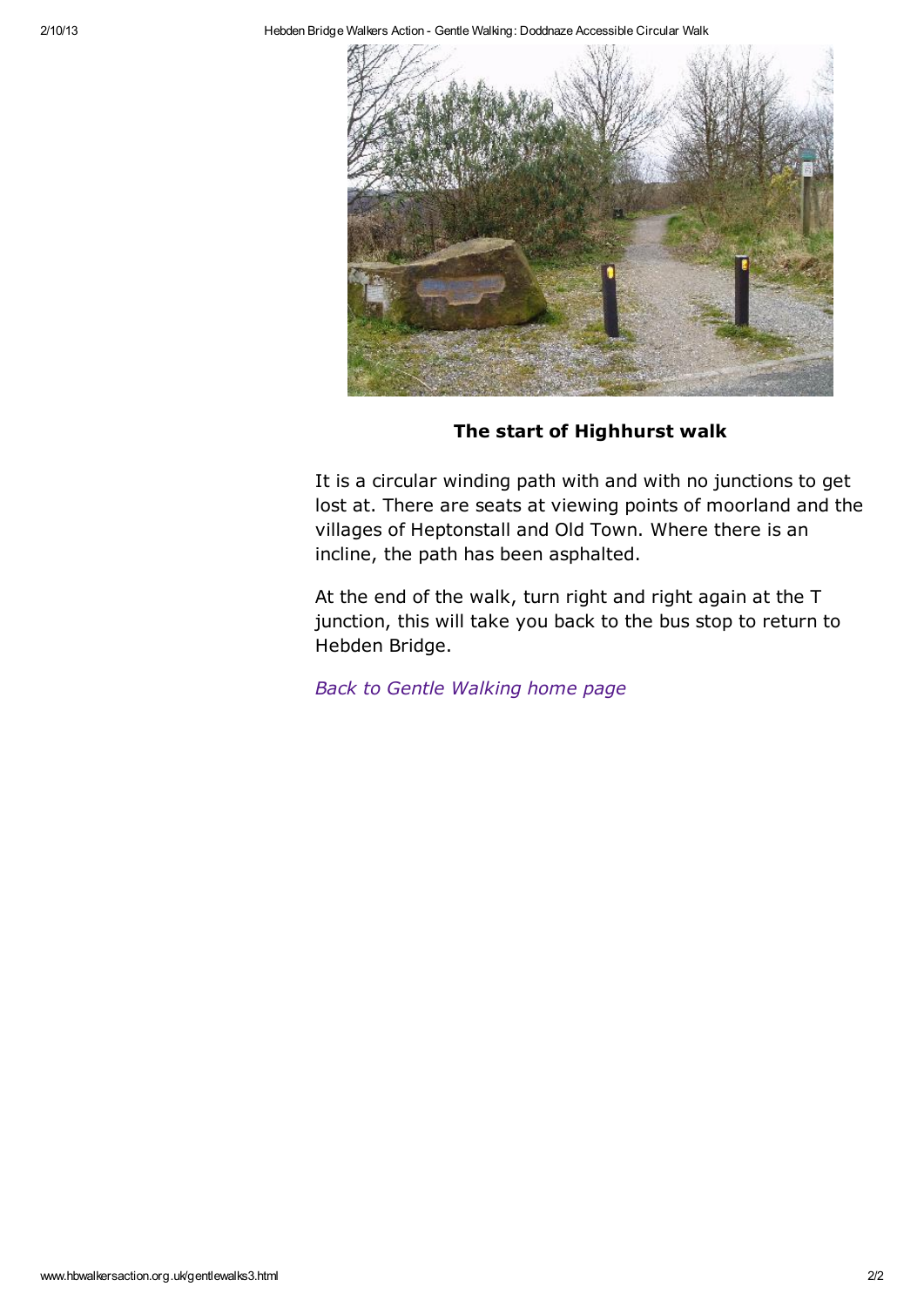**The start of Highhurst walk**

It is a circular winding path with and with no junctions to get lost at. There are seats at viewing points of moorland and the villages of Heptonstall and Old Town. Where there is an incline, the path has been asphalted.

At the end of the walk, turn right and right again at the T junction, this will take you back to the bus stop to return to Hebden Bridge.

*Back to Gentle Walking home page*